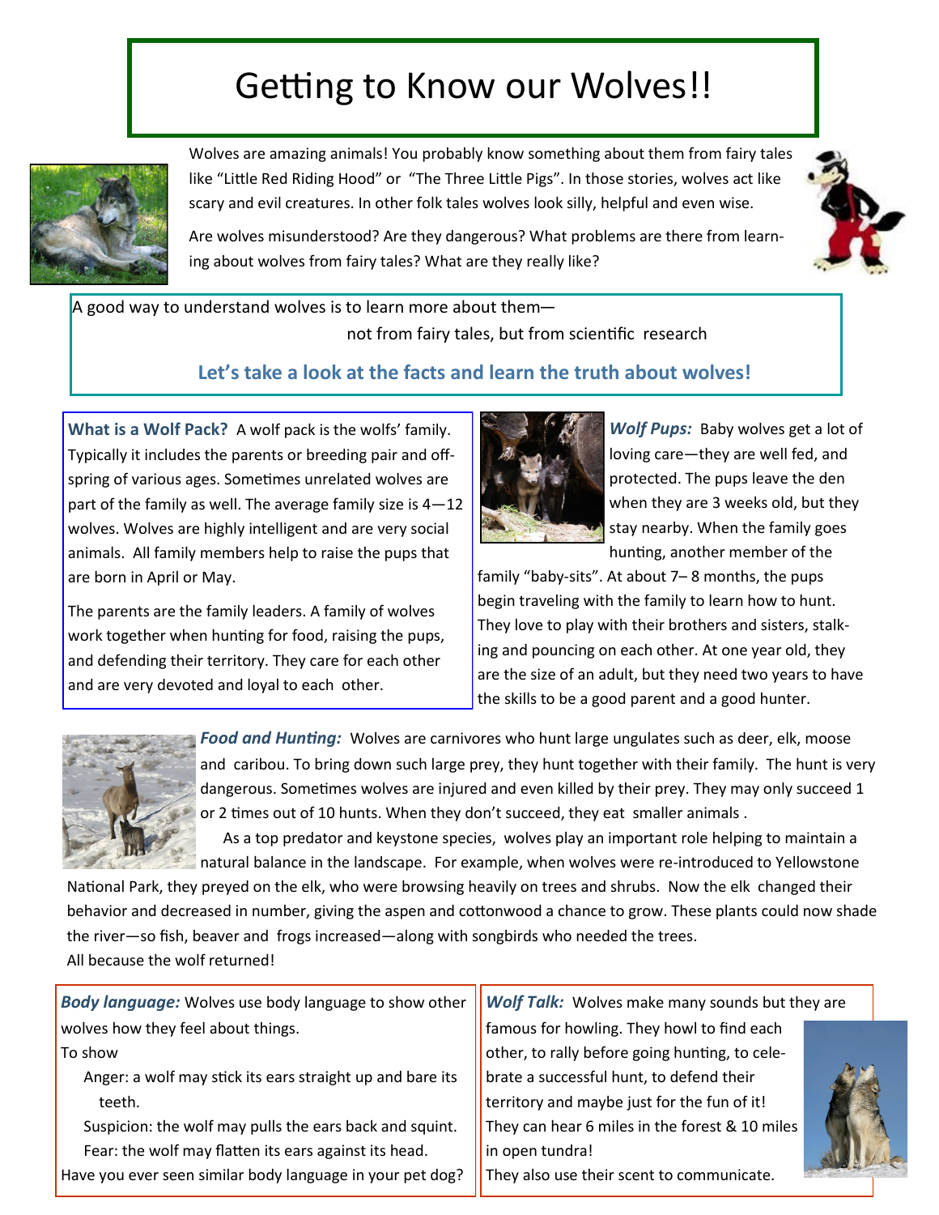# Getting to Know our Wolves!!

Wolves are amazing animals! You probably know something about them from fairy tales like "Little Red Riding Hood" or "The Three Little Pigs". In those stories, wolves act like scary and evil creatures. In other folk tales wolves look silly, helpful and even wise.

Are wolves misunderstood? Are they dangerous? What problems are there from learning about wolves from fairy tales? What are they really like?

A good way to understand wolves is to learn more about them— not from fairy tales, but from scientific research

**Let's take a look at the facts and learn the truth about wolves!**

**What is a Wolf Pack?** A wolf pack is the wolfs' family. Typically it includes the parents or breeding pair and offspring of various ages. Sometimes unrelated wolves are part of the family as well. The average family size is 4—12 wolves. Wolves are highly intelligent and are very social animals. All family members help to raise the pups that are born in April or May.

The parents are the family leaders. A family of wolves work together when hunting for food, raising the pups, and defending their territory. They care for each other and are very devoted and loyal to each other.

***Wolf Pups:*** Baby wolves get a lot of loving care—they are well fed, and protected. The pups leave the den when they are 3 weeks old, but they stay nearby. When the family goes hunting, another member of the family "baby-sits". At about 7– 8 months, the pups begin traveling with the family to learn how to hunt. They love to play with their brothers and sisters, stalking and pouncing on each other. At one year old, they are the size of an adult, but they need two years to have the skills to be a good parent and a good hunter.

***Food and Hunting:*** Wolves are carnivores who hunt large ungulates such as deer, elk, moose and caribou. To bring down such large prey, they hunt together with their family. The hunt is very dangerous. Sometimes wolves are injured and even killed by their prey. They may only succeed 1 or 2 times out of 10 hunts. When they don't succeed, they eat smaller animals .

As a top predator and keystone species, wolves play an important role helping to maintain a natural balance in the landscape. For example, when wolves were re-introduced to Yellowstone National Park, they preyed on the elk, who were browsing heavily on trees and shrubs. Now the elk changed their behavior and decreased in number, giving the aspen and cottonwood a chance to grow. These plants could now shade the river—so fish, beaver and frogs increased—along with songbirds who needed the trees.
All because the wolf returned!

***Body language:*** Wolves use body language to show other wolves how they feel about things.
To show

- Anger: a wolf may stick its ears straight up and bare its teeth.
- Suspicion: the wolf may pulls the ears back and squint.
- Fear: the wolf may flatten its ears against its head.

Have you ever seen similar body language in your pet dog?

***Wolf Talk:*** Wolves make many sounds but they are famous for howling. They howl to find each other, to rally before going hunting, to celebrate a successful hunt, to defend their territory and maybe just for the fun of it! They can hear 6 miles in the forest & 10 miles in open tundra!
They also use their scent to communicate.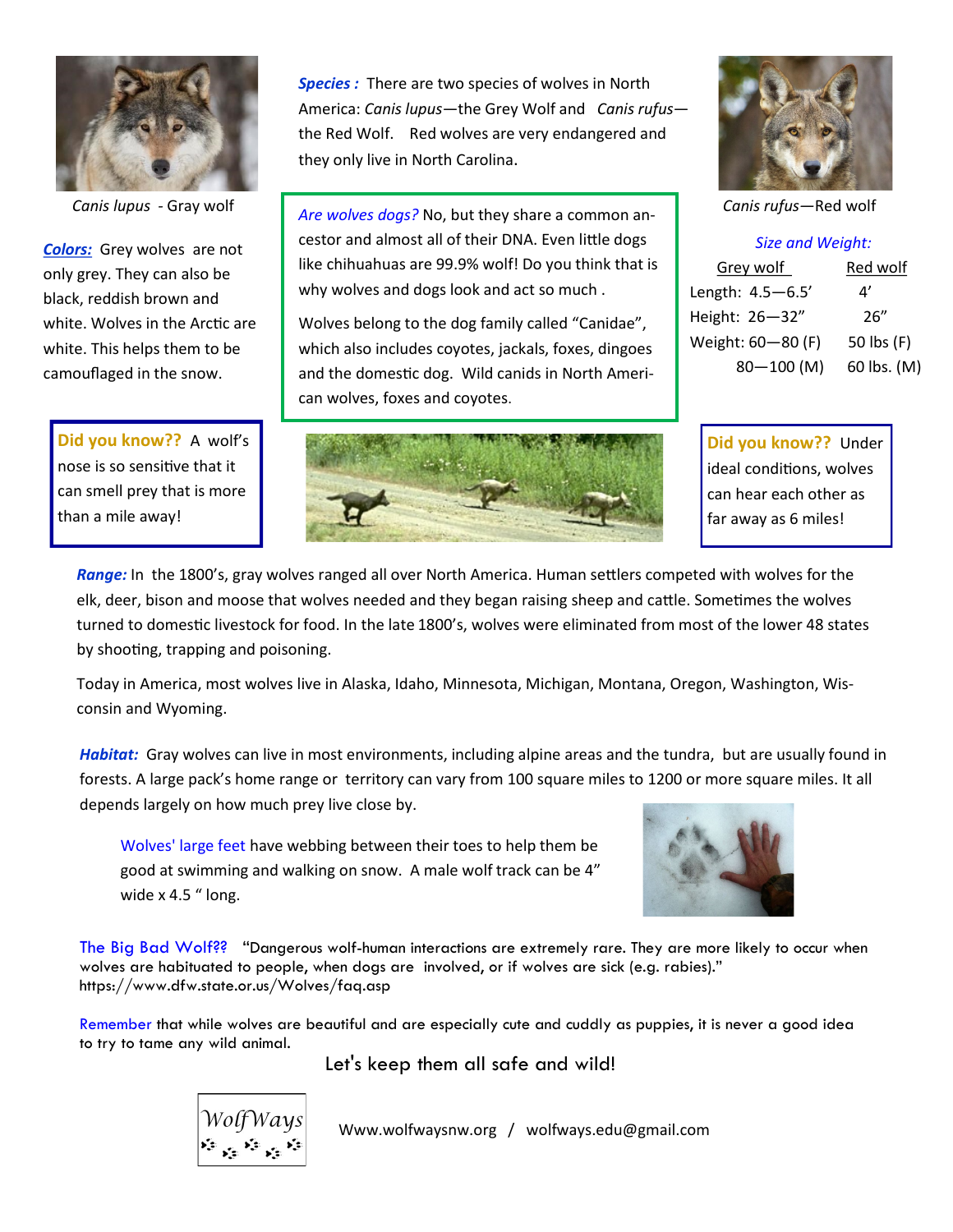*Canis lupus* - Gray wolf

***Colors:*** Grey wolves are not only grey. They can also be black, reddish brown and white. Wolves in the Arctic are white. This helps them to be camouflaged in the snow.

**Did you know??** A wolf's nose is so sensitive that it can smell prey that is more than a mile away!

***Species :*** There are two species of wolves in North America: *Canis lupus*—the Grey Wolf and *Canis rufus*—the Red Wolf. Red wolves are very endangered and they only live in North Carolina.

*Are wolves dogs?* No, but they share a common ancestor and almost all of their DNA. Even little dogs like chihuahuas are 99.9% wolf! Do you think that is why wolves and dogs look and act so much .

Wolves belong to the dog family called "Canidae", which also includes coyotes, jackals, foxes, dingoes and the domestic dog. Wild canids in North American wolves, foxes and coyotes.

*Canis rufus*—Red wolf

*Size and Weight:*

| | Grey wolf | Red wolf |
|---|---|---|
| Length: | 4.5—6.5' | 4' |
| Height: | 26—32" | 26" |
| Weight: | 60—80 (F) | 50 lbs (F) |
| | 80—100 (M) | 60 lbs. (M) |

**Did you know??** Under ideal conditions, wolves can hear each other as far away as 6 miles!

***Range:*** In the 1800's, gray wolves ranged all over North America. Human settlers competed with wolves for the elk, deer, bison and moose that wolves needed and they began raising sheep and cattle. Sometimes the wolves turned to domestic livestock for food. In the late 1800's, wolves were eliminated from most of the lower 48 states by shooting, trapping and poisoning.

Today in America, most wolves live in Alaska, Idaho, Minnesota, Michigan, Montana, Oregon, Washington, Wisconsin and Wyoming.

***Habitat:*** Gray wolves can live in most environments, including alpine areas and the tundra, but are usually found in forests. A large pack's home range or territory can vary from 100 square miles to 1200 or more square miles. It all depends largely on how much prey live close by.

Wolves' large feet have webbing between their toes to help them be good at swimming and walking on snow. A male wolf track can be 4" wide x 4.5 " long.

The Big Bad Wolf?? "Dangerous wolf-human interactions are extremely rare. They are more likely to occur when wolves are habituated to people, when dogs are involved, or if wolves are sick (e.g. rabies)." https://www.dfw.state.or.us/Wolves/faq.asp

Remember that while wolves are beautiful and are especially cute and cuddly as puppies, it is never a good idea to try to tame any wild animal.

Let's keep them all safe and wild!

WolfWays

Www.wolfwaysnw.org / wolfways.edu@gmail.com